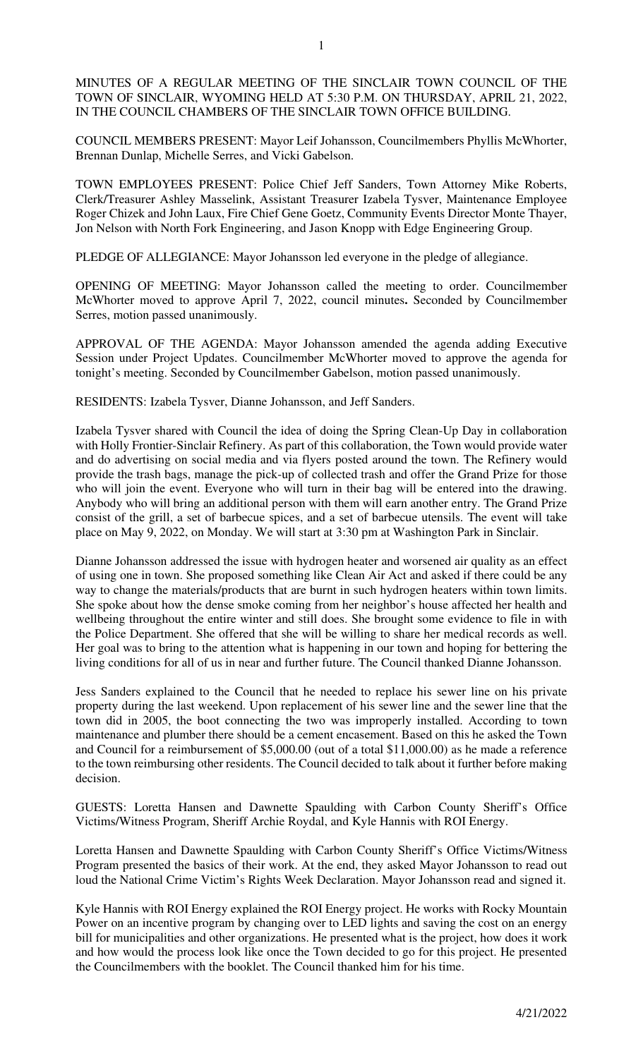MINUTES OF A REGULAR MEETING OF THE SINCLAIR TOWN COUNCIL OF THE TOWN OF SINCLAIR, WYOMING HELD AT 5:30 P.M. ON THURSDAY, APRIL 21, 2022, IN THE COUNCIL CHAMBERS OF THE SINCLAIR TOWN OFFICE BUILDING.

COUNCIL MEMBERS PRESENT: Mayor Leif Johansson, Councilmembers Phyllis McWhorter, Brennan Dunlap, Michelle Serres, and Vicki Gabelson.

TOWN EMPLOYEES PRESENT: Police Chief Jeff Sanders, Town Attorney Mike Roberts, Clerk/Treasurer Ashley Masselink, Assistant Treasurer Izabela Tysver, Maintenance Employee Roger Chizek and John Laux, Fire Chief Gene Goetz, Community Events Director Monte Thayer, Jon Nelson with North Fork Engineering, and Jason Knopp with Edge Engineering Group.

PLEDGE OF ALLEGIANCE: Mayor Johansson led everyone in the pledge of allegiance.

OPENING OF MEETING: Mayor Johansson called the meeting to order. Councilmember McWhorter moved to approve April 7, 2022, council minutes**.** Seconded by Councilmember Serres, motion passed unanimously.

APPROVAL OF THE AGENDA: Mayor Johansson amended the agenda adding Executive Session under Project Updates. Councilmember McWhorter moved to approve the agenda for tonight's meeting. Seconded by Councilmember Gabelson, motion passed unanimously.

RESIDENTS: Izabela Tysver, Dianne Johansson, and Jeff Sanders.

Izabela Tysver shared with Council the idea of doing the Spring Clean-Up Day in collaboration with Holly Frontier-Sinclair Refinery. As part of this collaboration, the Town would provide water and do advertising on social media and via flyers posted around the town. The Refinery would provide the trash bags, manage the pick-up of collected trash and offer the Grand Prize for those who will join the event. Everyone who will turn in their bag will be entered into the drawing. Anybody who will bring an additional person with them will earn another entry. The Grand Prize consist of the grill, a set of barbecue spices, and a set of barbecue utensils. The event will take place on May 9, 2022, on Monday. We will start at 3:30 pm at Washington Park in Sinclair.

Dianne Johansson addressed the issue with hydrogen heater and worsened air quality as an effect of using one in town. She proposed something like Clean Air Act and asked if there could be any way to change the materials/products that are burnt in such hydrogen heaters within town limits. She spoke about how the dense smoke coming from her neighbor's house affected her health and wellbeing throughout the entire winter and still does. She brought some evidence to file in with the Police Department. She offered that she will be willing to share her medical records as well. Her goal was to bring to the attention what is happening in our town and hoping for bettering the living conditions for all of us in near and further future. The Council thanked Dianne Johansson.

Jess Sanders explained to the Council that he needed to replace his sewer line on his private property during the last weekend. Upon replacement of his sewer line and the sewer line that the town did in 2005, the boot connecting the two was improperly installed. According to town maintenance and plumber there should be a cement encasement. Based on this he asked the Town and Council for a reimbursement of $5,000.00 (out of a total $11,000.00) as he made a reference to the town reimbursing other residents. The Council decided to talk about it further before making decision.

GUESTS: Loretta Hansen and Dawnette Spaulding with Carbon County Sheriff's Office Victims/Witness Program, Sheriff Archie Roydal, and Kyle Hannis with ROI Energy.

Loretta Hansen and Dawnette Spaulding with Carbon County Sheriff's Office Victims/Witness Program presented the basics of their work. At the end, they asked Mayor Johansson to read out loud the National Crime Victim's Rights Week Declaration. Mayor Johansson read and signed it.

Kyle Hannis with ROI Energy explained the ROI Energy project. He works with Rocky Mountain Power on an incentive program by changing over to LED lights and saving the cost on an energy bill for municipalities and other organizations. He presented what is the project, how does it work and how would the process look like once the Town decided to go for this project. He presented the Councilmembers with the booklet. The Council thanked him for his time.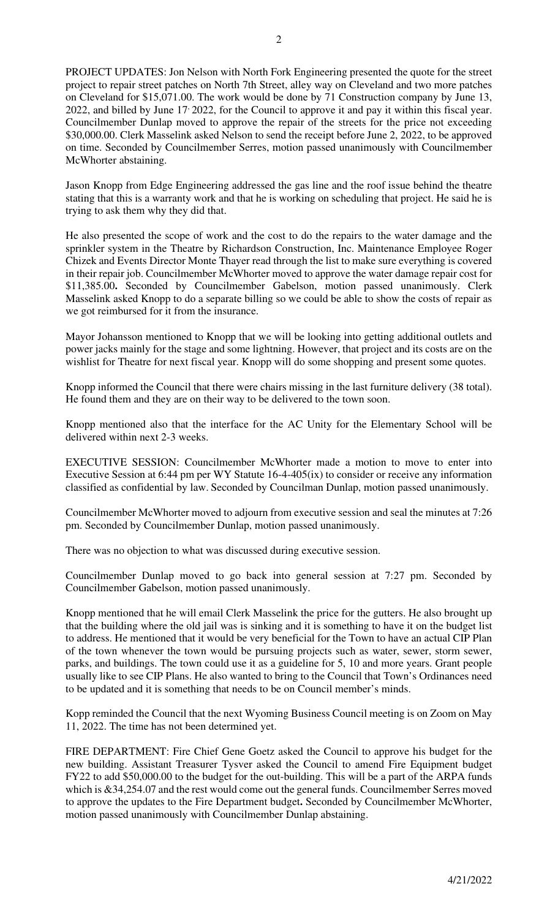PROJECT UPDATES: Jon Nelson with North Fork Engineering presented the quote for the street project to repair street patches on North 7th Street, alley way on Cleveland and two more patches on Cleveland for $15,071.00. The work would be done by 71 Construction company by June 13, 2022, and billed by June 17, 2022, for the Council to approve it and pay it within this fiscal year. Councilmember Dunlap moved to approve the repair of the streets for the price not exceeding $30,000.00. Clerk Masselink asked Nelson to send the receipt before June 2, 2022, to be approved on time. Seconded by Councilmember Serres, motion passed unanimously with Councilmember McWhorter abstaining.

Jason Knopp from Edge Engineering addressed the gas line and the roof issue behind the theatre stating that this is a warranty work and that he is working on scheduling that project. He said he is trying to ask them why they did that.

He also presented the scope of work and the cost to do the repairs to the water damage and the sprinkler system in the Theatre by Richardson Construction, Inc. Maintenance Employee Roger Chizek and Events Director Monte Thayer read through the list to make sure everything is covered in their repair job. Councilmember McWhorter moved to approve the water damage repair cost for $11,385.00**.** Seconded by Councilmember Gabelson, motion passed unanimously. Clerk Masselink asked Knopp to do a separate billing so we could be able to show the costs of repair as we got reimbursed for it from the insurance.

Mayor Johansson mentioned to Knopp that we will be looking into getting additional outlets and power jacks mainly for the stage and some lightning. However, that project and its costs are on the wishlist for Theatre for next fiscal year. Knopp will do some shopping and present some quotes.

Knopp informed the Council that there were chairs missing in the last furniture delivery (38 total). He found them and they are on their way to be delivered to the town soon.

Knopp mentioned also that the interface for the AC Unity for the Elementary School will be delivered within next 2-3 weeks.

EXECUTIVE SESSION: Councilmember McWhorter made a motion to move to enter into Executive Session at 6:44 pm per WY Statute 16-4-405(ix) to consider or receive any information classified as confidential by law. Seconded by Councilman Dunlap, motion passed unanimously.

Councilmember McWhorter moved to adjourn from executive session and seal the minutes at 7:26 pm. Seconded by Councilmember Dunlap, motion passed unanimously.

There was no objection to what was discussed during executive session.

Councilmember Dunlap moved to go back into general session at 7:27 pm. Seconded by Councilmember Gabelson, motion passed unanimously.

Knopp mentioned that he will email Clerk Masselink the price for the gutters. He also brought up that the building where the old jail was is sinking and it is something to have it on the budget list to address. He mentioned that it would be very beneficial for the Town to have an actual CIP Plan of the town whenever the town would be pursuing projects such as water, sewer, storm sewer, parks, and buildings. The town could use it as a guideline for 5, 10 and more years. Grant people usually like to see CIP Plans. He also wanted to bring to the Council that Town's Ordinances need to be updated and it is something that needs to be on Council member's minds.

Kopp reminded the Council that the next Wyoming Business Council meeting is on Zoom on May 11, 2022. The time has not been determined yet.

FIRE DEPARTMENT: Fire Chief Gene Goetz asked the Council to approve his budget for the new building. Assistant Treasurer Tysver asked the Council to amend Fire Equipment budget FY22 to add $50,000.00 to the budget for the out-building. This will be a part of the ARPA funds which is &34,254.07 and the rest would come out the general funds. Councilmember Serres moved to approve the updates to the Fire Department budget**.** Seconded by Councilmember McWhorter, motion passed unanimously with Councilmember Dunlap abstaining.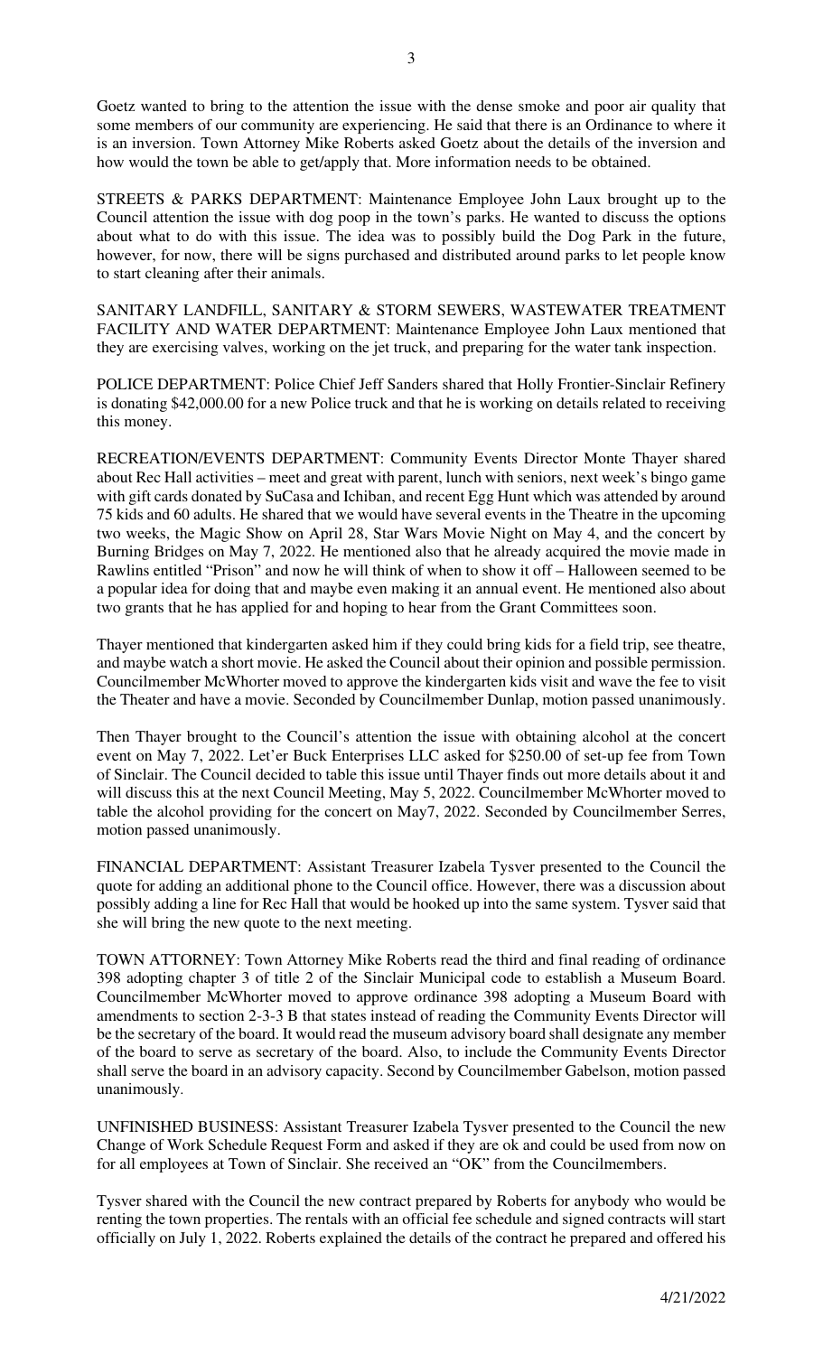Goetz wanted to bring to the attention the issue with the dense smoke and poor air quality that some members of our community are experiencing. He said that there is an Ordinance to where it is an inversion. Town Attorney Mike Roberts asked Goetz about the details of the inversion and how would the town be able to get/apply that. More information needs to be obtained.

STREETS & PARKS DEPARTMENT: Maintenance Employee John Laux brought up to the Council attention the issue with dog poop in the town's parks. He wanted to discuss the options about what to do with this issue. The idea was to possibly build the Dog Park in the future, however, for now, there will be signs purchased and distributed around parks to let people know to start cleaning after their animals.

SANITARY LANDFILL, SANITARY & STORM SEWERS, WASTEWATER TREATMENT FACILITY AND WATER DEPARTMENT: Maintenance Employee John Laux mentioned that they are exercising valves, working on the jet truck, and preparing for the water tank inspection.

POLICE DEPARTMENT: Police Chief Jeff Sanders shared that Holly Frontier-Sinclair Refinery is donating $42,000.00 for a new Police truck and that he is working on details related to receiving this money.

RECREATION/EVENTS DEPARTMENT: Community Events Director Monte Thayer shared about Rec Hall activities – meet and greet with parent, lunch with seniors, next week's bingo game with gift cards donated by SuCasa and Ichiban, and recent Egg Hunt which was attended by around 75 kids and 60 adults. He shared that we would have several events in the Theatre in the upcoming two weeks, the Magic Show on April 28, Star Wars Movie Night on May 4, and the concert by Burning Bridges on May 7, 2022. He mentioned also that he already acquired the movie made in Rawlins entitled "Prison" and now he will think of when to show it off – Halloween seemed to be a popular idea for doing that and maybe even making it an annual event. He mentioned also about two grants that he has applied for and hoping to hear from the Grant Committees soon.

Thayer mentioned that kindergarten asked him if they could bring kids for a field trip, see theatre, and maybe watch a short movie. He asked the Council about their opinion and possible permission. Councilmember McWhorter moved to approve the kindergarten kids visit and wave the fee to visit the Theater and have a movie. Seconded by Councilmember Dunlap, motion passed unanimously.

Then Thayer brought to the Council's attention the issue with obtaining alcohol at the concert event on May 7, 2022. Let'er Buck Enterprises LLC asked for $250.00 of set-up fee from Town of Sinclair. The Council decided to table this issue until Thayer finds out more details about it and will discuss this at the next Council Meeting, May 5, 2022. Councilmember McWhorter moved to table the alcohol providing for the concert on May7, 2022. Seconded by Councilmember Serres, motion passed unanimously.

FINANCIAL DEPARTMENT: Assistant Treasurer Izabela Tysver presented to the Council the quote for adding an additional phone to the Council office. However, there was a discussion about possibly adding a line for Rec Hall that would be hooked up into the same system. Tysver said that she will bring the new quote to the next meeting.

TOWN ATTORNEY: Town Attorney Mike Roberts read the third and final reading of ordinance 398 adopting chapter 3 of title 2 of the Sinclair Municipal code to establish a Museum Board. Councilmember McWhorter moved to approve ordinance 398 adopting a Museum Board with amendments to section 2-3-3 B that states instead of reading the Community Events Director will be the secretary of the board. It would read the museum advisory board shall designate any member of the board to serve as secretary of the board. Also, to include the Community Events Director shall serve the board in an advisory capacity. Second by Councilmember Gabelson, motion passed unanimously.

UNFINISHED BUSINESS: Assistant Treasurer Izabela Tysver presented to the Council the new Change of Work Schedule Request Form and asked if they are ok and could be used from now on for all employees at Town of Sinclair. She received an "OK" from the Councilmembers.

Tysver shared with the Council the new contract prepared by Roberts for anybody who would be renting the town properties. The rentals with an official fee schedule and signed contracts will start officially on July 1, 2022. Roberts explained the details of the contract he prepared and offered his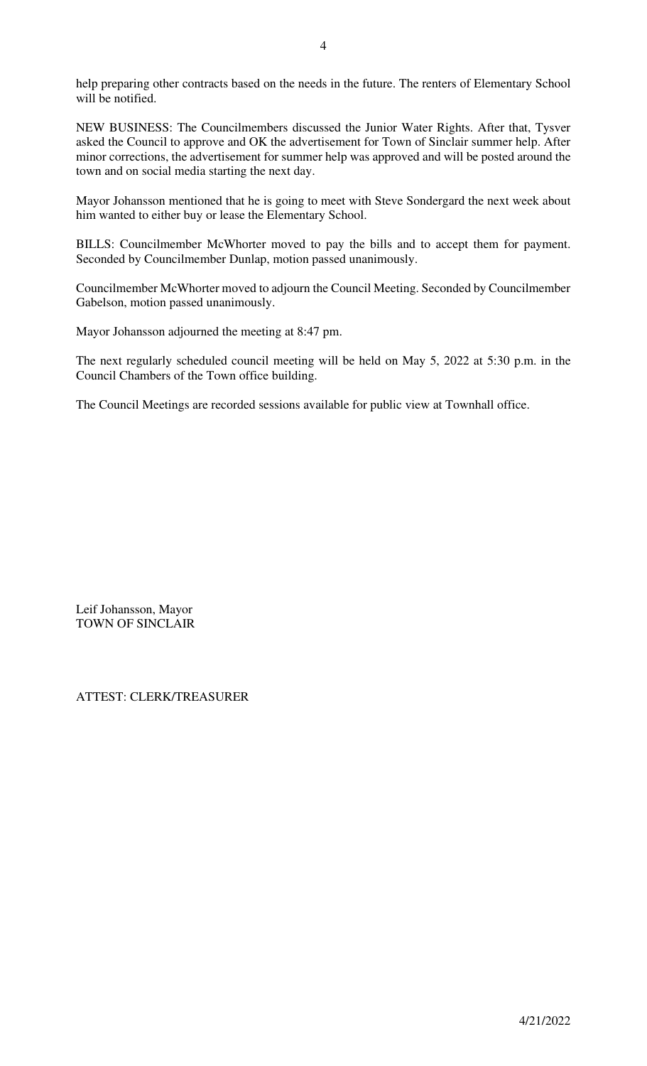help preparing other contracts based on the needs in the future. The renters of Elementary School will be notified.

NEW BUSINESS: The Councilmembers discussed the Junior Water Rights. After that, Tysver asked the Council to approve and OK the advertisement for Town of Sinclair summer help. After minor corrections, the advertisement for summer help was approved and will be posted around the town and on social media starting the next day.

Mayor Johansson mentioned that he is going to meet with Steve Sondergard the next week about him wanted to either buy or lease the Elementary School.

BILLS: Councilmember McWhorter moved to pay the bills and to accept them for payment. Seconded by Councilmember Dunlap, motion passed unanimously.

Councilmember McWhorter moved to adjourn the Council Meeting. Seconded by Councilmember Gabelson, motion passed unanimously.

Mayor Johansson adjourned the meeting at 8:47 pm.

The next regularly scheduled council meeting will be held on May 5, 2022 at 5:30 p.m. in the Council Chambers of the Town office building.

The Council Meetings are recorded sessions available for public view at Townhall office.

Leif Johansson, Mayor
TOWN OF SINCLAIR

ATTEST: CLERK/TREASURER

4/21/2022